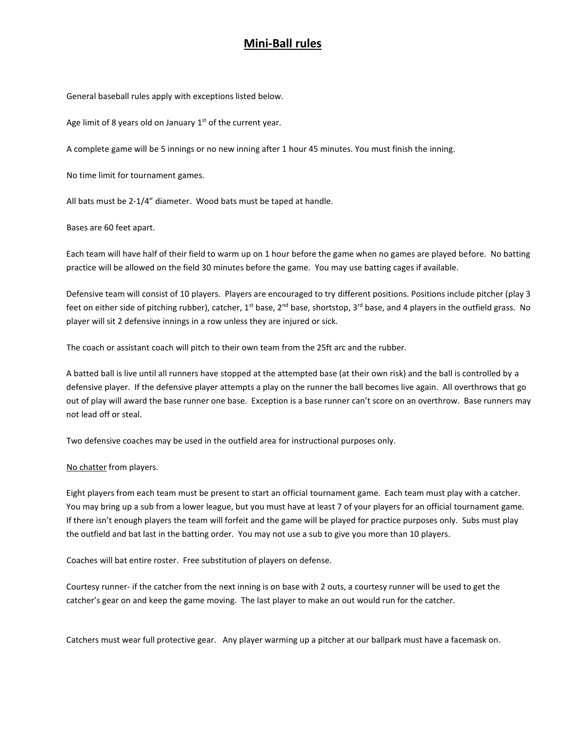# Mini-Ball rules

General baseball rules apply with exceptions listed below.

Age limit of 8 years old on January 1st of the current year.

A complete game will be 5 innings or no new inning after 1 hour 45 minutes. You must finish the inning.

No time limit for tournament games.

All bats must be 2-1/4" diameter. Wood bats must be taped at handle.

Bases are 60 feet apart.

Each team will have half of their field to warm up on 1 hour before the game when no games are played before. No batting practice will be allowed on the field 30 minutes before the game. You may use batting cages if available.

Defensive team will consist of 10 players. Players are encouraged to try different positions. Positions include pitcher (play 3 feet on either side of pitching rubber), catcher, 1st base, 2nd base, shortstop, 3rd base, and 4 players in the outfield grass. No player will sit 2 defensive innings in a row unless they are injured or sick.

The coach or assistant coach will pitch to their own team from the 25ft arc and the rubber.

A batted ball is live until all runners have stopped at the attempted base (at their own risk) and the ball is controlled by a defensive player. If the defensive player attempts a play on the runner the ball becomes live again. All overthrows that go out of play will award the base runner one base. Exception is a base runner can't score on an overthrow. Base runners may not lead off or steal.

Two defensive coaches may be used in the outfield area for instructional purposes only.

<u>No chatter</u> from players.

Eight players from each team must be present to start an official tournament game. Each team must play with a catcher. You may bring up a sub from a lower league, but you must have at least 7 of your players for an official tournament game. If there isn't enough players the team will forfeit and the game will be played for practice purposes only. Subs must play the outfield and bat last in the batting order. You may not use a sub to give you more than 10 players.

Coaches will bat entire roster. Free substitution of players on defense.

Courtesy runner- if the catcher from the next inning is on base with 2 outs, a courtesy runner will be used to get the catcher's gear on and keep the game moving. The last player to make an out would run for the catcher.

Catchers must wear full protective gear. Any player warming up a pitcher at our ballpark must have a facemask on.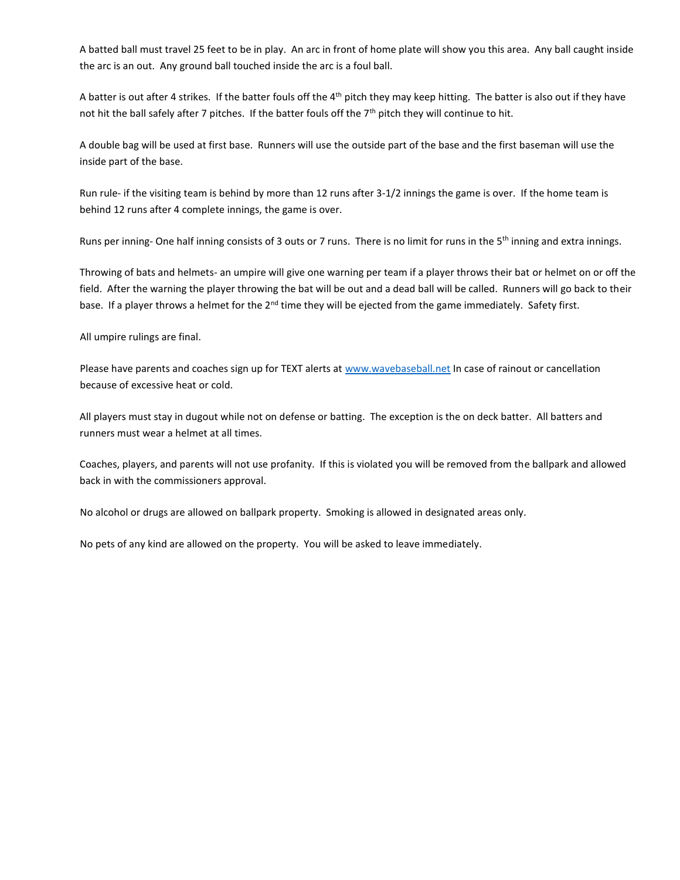A batted ball must travel 25 feet to be in play. An arc in front of home plate will show you this area. Any ball caught inside the arc is an out. Any ground ball touched inside the arc is a foul ball.

A batter is out after 4 strikes. If the batter fouls off the 4th pitch they may keep hitting. The batter is also out if they have not hit the ball safely after 7 pitches. If the batter fouls off the 7th pitch they will continue to hit.

A double bag will be used at first base. Runners will use the outside part of the base and the first baseman will use the inside part of the base.

Run rule- if the visiting team is behind by more than 12 runs after 3-1/2 innings the game is over. If the home team is behind 12 runs after 4 complete innings, the game is over.

Runs per inning- One half inning consists of 3 outs or 7 runs. There is no limit for runs in the 5th inning and extra innings.

Throwing of bats and helmets- an umpire will give one warning per team if a player throws their bat or helmet on or off the field. After the warning the player throwing the bat will be out and a dead ball will be called. Runners will go back to their base. If a player throws a helmet for the 2nd time they will be ejected from the game immediately. Safety first.

All umpire rulings are final.

Please have parents and coaches sign up for TEXT alerts at [www.wavebaseball.net](http://www.wavebaseball.net) In case of rainout or cancellation because of excessive heat or cold.

All players must stay in dugout while not on defense or batting. The exception is the on deck batter. All batters and runners must wear a helmet at all times.

Coaches, players, and parents will not use profanity. If this is violated you will be removed from the ballpark and allowed back in with the commissioners approval.

No alcohol or drugs are allowed on ballpark property. Smoking is allowed in designated areas only.

No pets of any kind are allowed on the property. You will be asked to leave immediately.